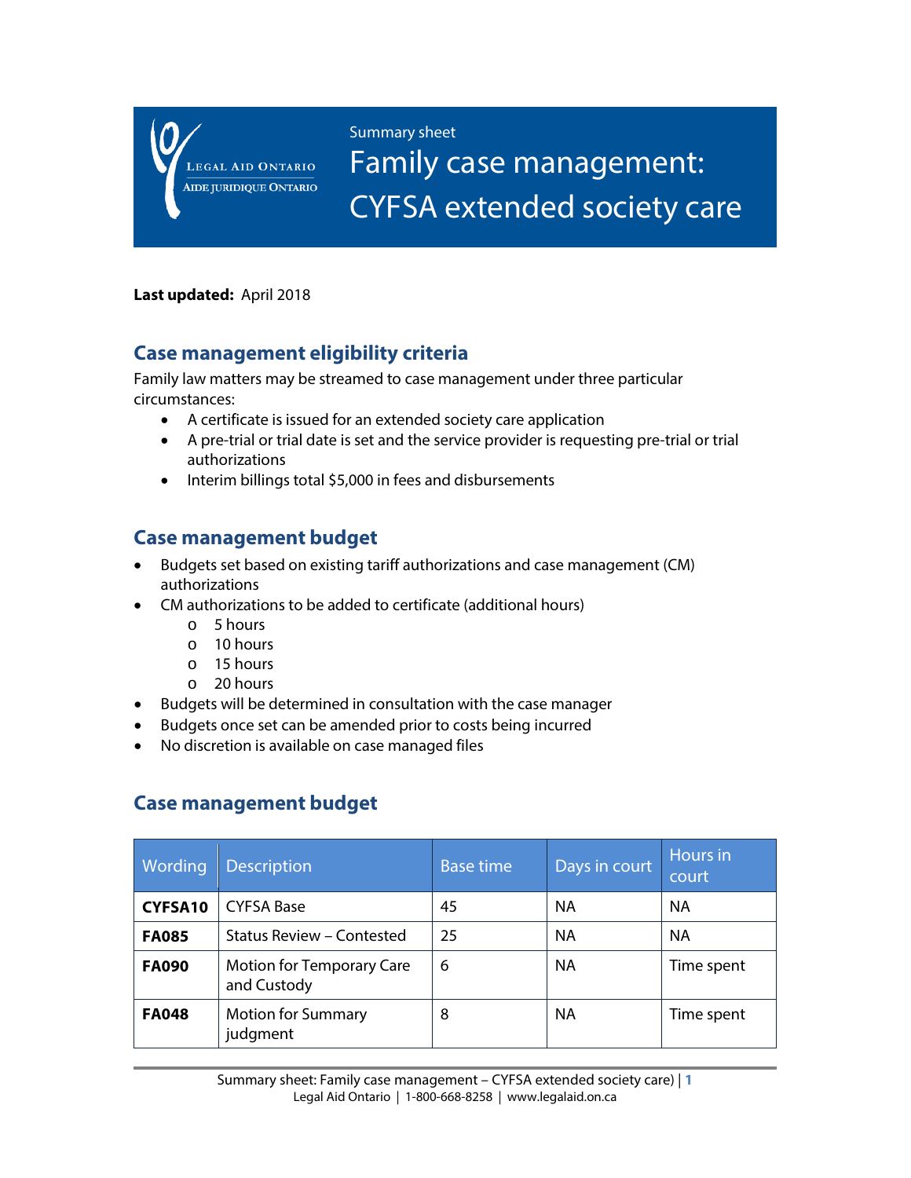Legal Aid Ontario
Aide juridique Ontario

Summary sheet

# Family case management: CYFSA extended society care

**Last updated:** April 2018

## Case management eligibility criteria

Family law matters may be streamed to case management under three particular circumstances:

- A certificate is issued for an extended society care application
- A pre-trial or trial date is set and the service provider is requesting pre-trial or trial authorizations
- Interim billings total $5,000 in fees and disbursements

## Case management budget

- Budgets set based on existing tariff authorizations and case management (CM) authorizations
- CM authorizations to be added to certificate (additional hours)
    - 5 hours
    - 10 hours
    - 15 hours
    - 20 hours
- Budgets will be determined in consultation with the case manager
- Budgets once set can be amended prior to costs being incurred
- No discretion is available on case managed files

## Case management budget

| Wording | Description | Base time | Days in court | Hours in court |
|---|---|---|---|---|
| **CYFSA10** | CYFSA Base | 45 | NA | NA |
| **FA085** | Status Review – Contested | 25 | NA | NA |
| **FA090** | Motion for Temporary Care and Custody | 6 | NA | Time spent |
| **FA048** | Motion for Summary judgment | 8 | NA | Time spent |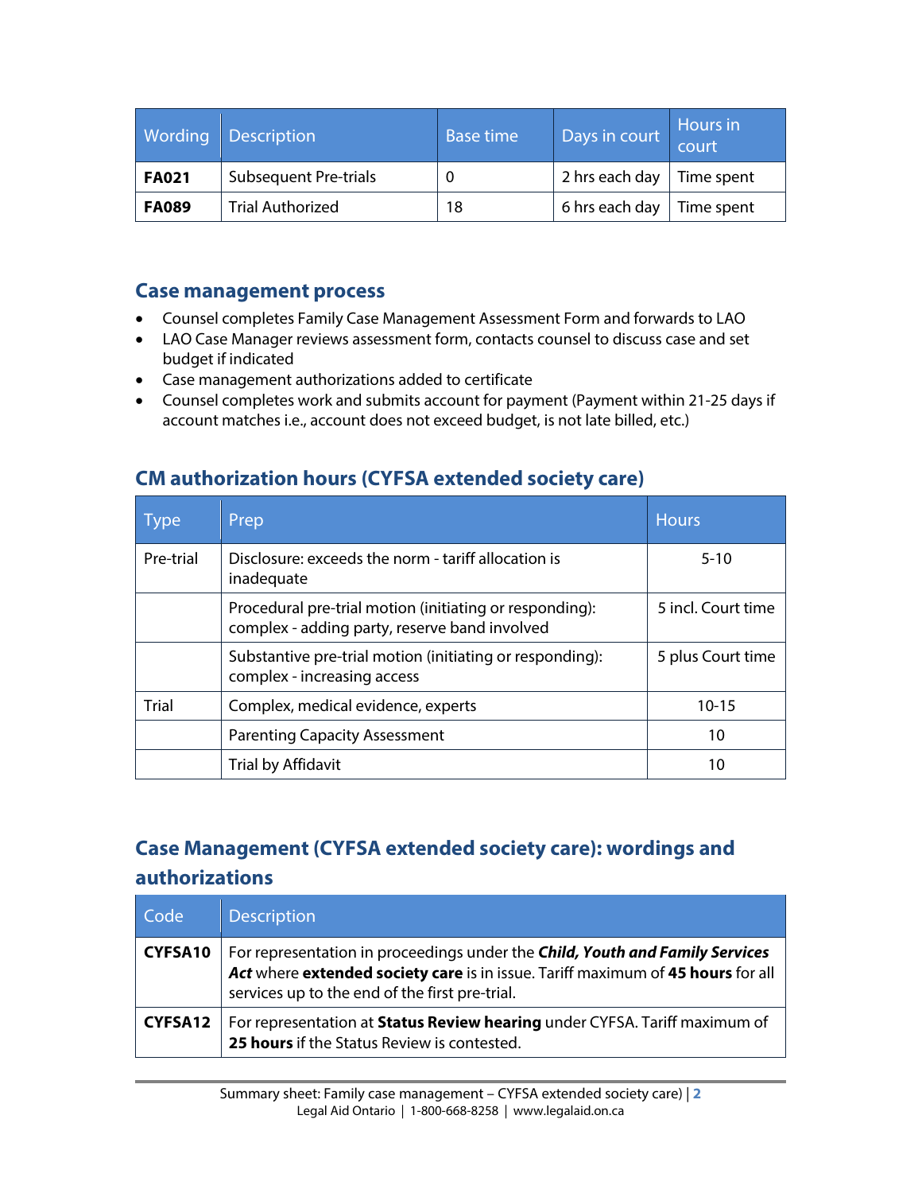| Wording | Description | Base time | Days in court | Hours in court |
|---|---|---|---|---|
| **FA021** | Subsequent Pre-trials | 0 | 2 hrs each day | Time spent |
| **FA089** | Trial Authorized | 18 | 6 hrs each day | Time spent |

## Case management process

- Counsel completes Family Case Management Assessment Form and forwards to LAO
- LAO Case Manager reviews assessment form, contacts counsel to discuss case and set budget if indicated
- Case management authorizations added to certificate
- Counsel completes work and submits account for payment (Payment within 21-25 days if account matches i.e., account does not exceed budget, is not late billed, etc.)

## CM authorization hours (CYFSA extended society care)

| Type | Prep | Hours |
|---|---|---|
| Pre-trial | Disclosure: exceeds the norm - tariff allocation is inadequate | 5-10 |
| | Procedural pre-trial motion (initiating or responding): complex - adding party, reserve band involved | 5 incl. Court time |
| | Substantive pre-trial motion (initiating or responding): complex - increasing access | 5 plus Court time |
| Trial | Complex, medical evidence, experts | 10-15 |
| | Parenting Capacity Assessment | 10 |
| | Trial by Affidavit | 10 |

## Case Management (CYFSA extended society care): wordings and authorizations

| Code | Description |
|---|---|
| **CYFSA10** | For representation in proceedings under the ***Child, Youth and Family Services Act*** where **extended society care** is in issue. Tariff maximum of **45 hours** for all services up to the end of the first pre-trial. |
| **CYFSA12** | For representation at **Status Review hearing** under CYFSA. Tariff maximum of **25 hours** if the Status Review is contested. |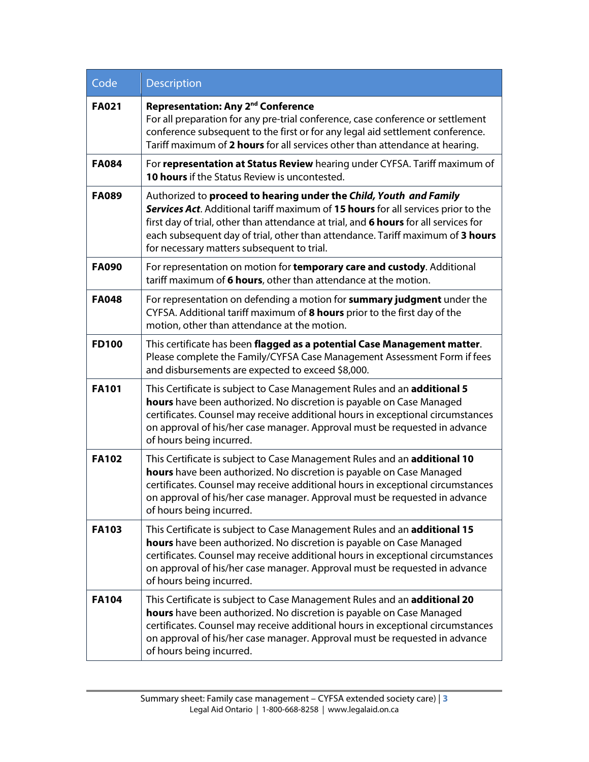| Code | Description |
| --- | --- |
| **FA021** | **Representation: Any 2nd Conference** For all preparation for any pre-trial conference, case conference or settlement conference subsequent to the first or for any legal aid settlement conference. Tariff maximum of **2 hours** for all services other than attendance at hearing. |
| **FA084** | For **representation at Status Review** hearing under CYFSA. Tariff maximum of **10 hours** if the Status Review is uncontested. |
| **FA089** | Authorized to **proceed to hearing under the *Child, Youth and Family Services Act***. Additional tariff maximum of **15 hours** for all services prior to the first day of trial, other than attendance at trial, and **6 hours** for all services for each subsequent day of trial, other than attendance. Tariff maximum of **3 hours** for necessary matters subsequent to trial. |
| **FA090** | For representation on motion for **temporary care and custody**. Additional tariff maximum of **6 hours**, other than attendance at the motion. |
| **FA048** | For representation on defending a motion for **summary judgment** under the CYFSA. Additional tariff maximum of **8 hours** prior to the first day of the motion, other than attendance at the motion. |
| **FD100** | This certificate has been **flagged as a potential Case Management matter**. Please complete the Family/CYFSA Case Management Assessment Form if fees and disbursements are expected to exceed $8,000. |
| **FA101** | This Certificate is subject to Case Management Rules and an **additional 5 hours** have been authorized. No discretion is payable on Case Managed certificates. Counsel may receive additional hours in exceptional circumstances on approval of his/her case manager. Approval must be requested in advance of hours being incurred. |
| **FA102** | This Certificate is subject to Case Management Rules and an **additional 10 hours** have been authorized. No discretion is payable on Case Managed certificates. Counsel may receive additional hours in exceptional circumstances on approval of his/her case manager. Approval must be requested in advance of hours being incurred. |
| **FA103** | This Certificate is subject to Case Management Rules and an **additional 15 hours** have been authorized. No discretion is payable on Case Managed certificates. Counsel may receive additional hours in exceptional circumstances on approval of his/her case manager. Approval must be requested in advance of hours being incurred. |
| **FA104** | This Certificate is subject to Case Management Rules and an **additional 20 hours** have been authorized. No discretion is payable on Case Managed certificates. Counsel may receive additional hours in exceptional circumstances on approval of his/her case manager. Approval must be requested in advance of hours being incurred. |